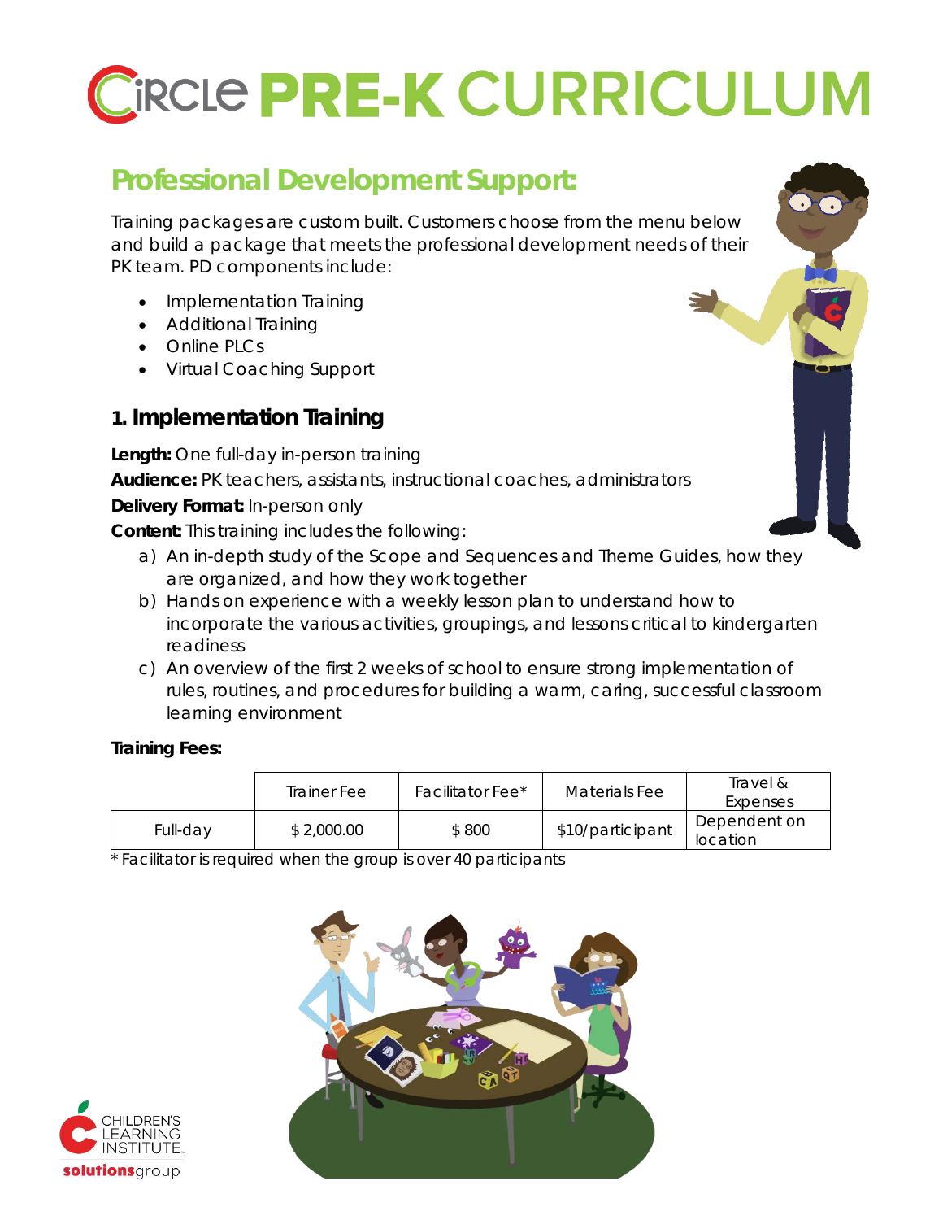# CIRCLE PRE-K CURRICULUM

## Professional Development Support:

Training packages are custom built. Customers choose from the menu below and build a package that meets the professional development needs of their PK team. PD components include:

- Implementation Training
- Additional Training
- Online PLCs
- Virtual Coaching Support

### 1. Implementation Training

**Length:** One full-day in-person training

**Audience:** PK teachers, assistants, instructional coaches, administrators

**Delivery Format:** In-person only

**Content:** This training includes the following:

a) An in-depth study of the Scope and Sequences and Theme Guides, how they are organized, and how they work together

b) Hands on experience with a weekly lesson plan to understand how to incorporate the various activities, groupings, and lessons critical to kindergarten readiness

c) An overview of the first 2 weeks of school to ensure strong implementation of rules, routines, and procedures for building a warm, caring, successful classroom learning environment

**Training Fees:**

| | Trainer Fee | Facilitator Fee* | Materials Fee | Travel & Expenses |
|---|---|---|---|---|
| Full-day | $ 2,000.00 | $ 800 | $10/participant | Dependent on location |

* Facilitator is required when the group is over 40 participants

CHILDREN'S LEARNING INSTITUTE. solutionsgroup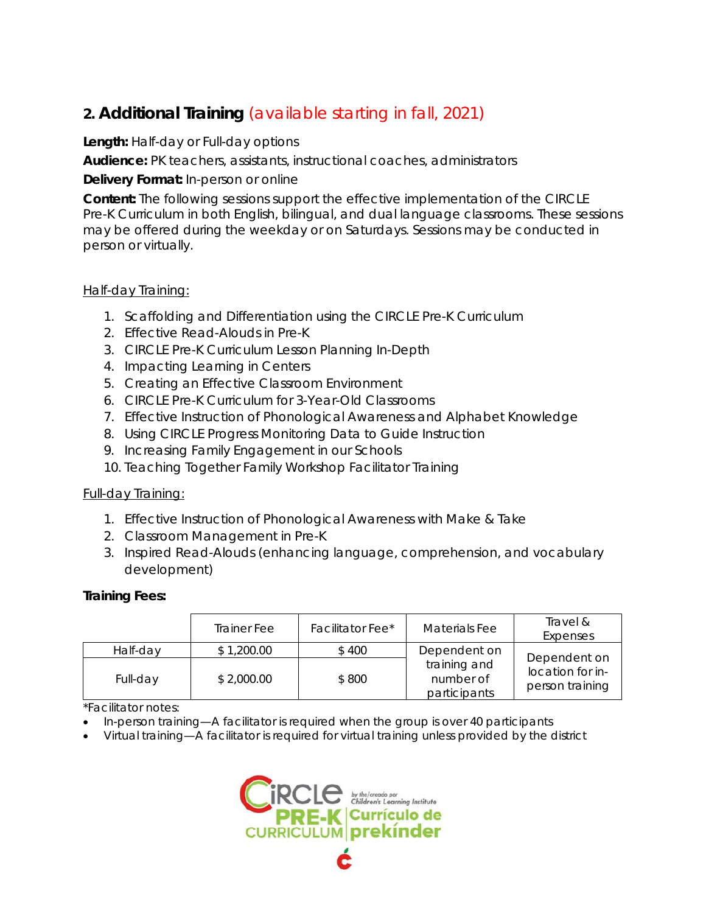## 2. Additional Training (available starting in fall, 2021)

**Length:** Half-day or Full-day options

**Audience:** PK teachers, assistants, instructional coaches, administrators

**Delivery Format:** In-person or online

**Content:** The following sessions support the effective implementation of the CIRCLE Pre-K Curriculum in both English, bilingual, and dual language classrooms. These sessions may be offered during the weekday or on Saturdays. Sessions may be conducted in person or virtually.

Half-day Training:

1. Scaffolding and Differentiation using the CIRCLE Pre-K Curriculum
2. Effective Read-Alouds in Pre-K
3. CIRCLE Pre-K Curriculum Lesson Planning In-Depth
4. Impacting Learning in Centers
5. Creating an Effective Classroom Environment
6. CIRCLE Pre-K Curriculum for 3-Year-Old Classrooms
7. Effective Instruction of Phonological Awareness and Alphabet Knowledge
8. Using CIRCLE Progress Monitoring Data to Guide Instruction
9. Increasing Family Engagement in our Schools
10. Teaching Together Family Workshop Facilitator Training

Full-day Training:

1. Effective Instruction of Phonological Awareness with Make & Take
2. Classroom Management in Pre-K
3. Inspired Read-Alouds (enhancing language, comprehension, and vocabulary development)

**Training Fees:**

| | Trainer Fee | Facilitator Fee* | Materials Fee | Travel & Expenses |
|---|---|---|---|---|
| Half-day | $ 1,200.00 | $ 400 | Dependent on training and number of participants | Dependent on location for in-person training |
| Full-day | $ 2,000.00 | $ 800 | | |

*Facilitator notes:

- In-person training—A facilitator is required when the group is over 40 participants
- Virtual training—A facilitator is required for virtual training unless provided by the district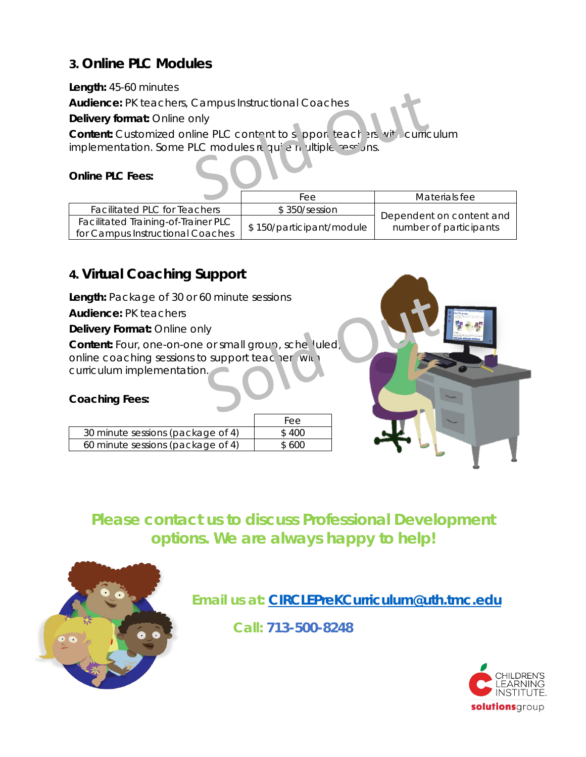## 3. Online PLC Modules

**Length:** 45-60 minutes

**Audience:** PK teachers, Campus Instructional Coaches

**Delivery format:** Online only

**Content:** Customized online PLC content to support teachers with curriculum implementation. Some PLC modules require multiple sessions.

Sold Out

**Online PLC Fees:**

| | Fee | Materials fee |
|---|---|---|
| Facilitated PLC for Teachers | $ 350/session | Dependent on content and number of participants |
| Facilitated Training-of-Trainer PLC for Campus Instructional Coaches | $ 150/participant/module | |

## 4. Virtual Coaching Support

**Length:** Package of 30 or 60 minute sessions

**Audience:** PK teachers

**Delivery Format:** Online only

**Content:** Four, one-on-one or small group, scheduled, online coaching sessions to support teachers with curriculum implementation.

Sold Out

**Coaching Fees:**

| | Fee |
|---|---|
| 30 minute sessions (package of 4) | $ 400 |
| 60 minute sessions (package of 4) | $ 600 |

**Please contact us to discuss Professional Development options. We are always happy to help!**

**Email us at: CIRCLEPreKCurriculum@uth.tmc.edu**

**Call: 713-500-8248**

CHILDREN'S LEARNING INSTITUTE
solutionsgroup